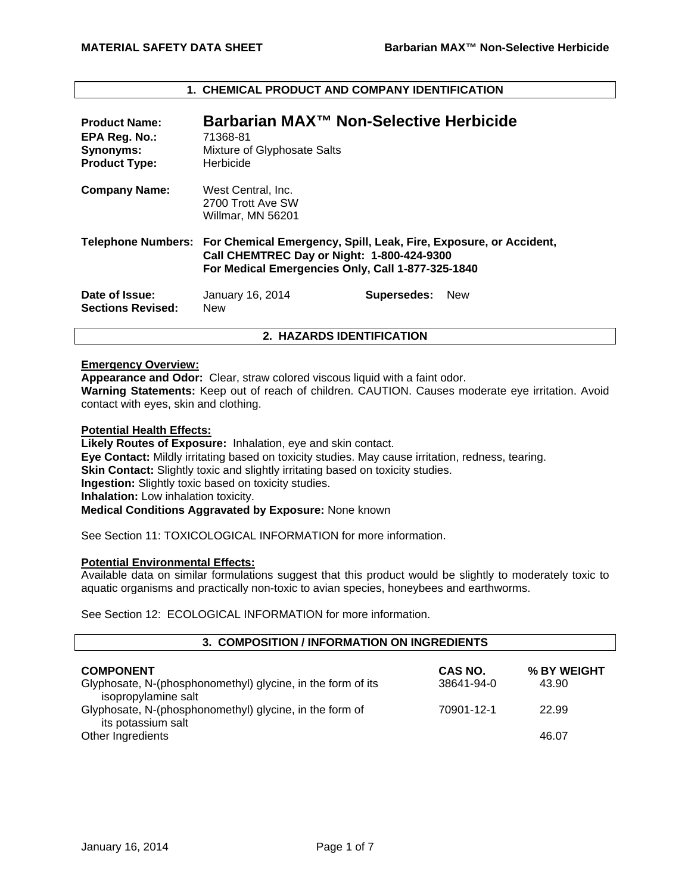## 1. CHEMICAL PRODUCT AND COMPANY IDENTIFICATION

**Product Name:** **Barbarian MAX™ Non-Selective Herbicide**
**EPA Reg. No.:** 71368-81
**Synonyms:** Mixture of Glyphosate Salts
**Product Type:** Herbicide

**Company Name:** West Central, Inc.
2700 Trott Ave SW
Willmar, MN 56201

**Telephone Numbers:** **For Chemical Emergency, Spill, Leak, Fire, Exposure, or Accident, Call CHEMTREC Day or Night: 1-800-424-9300**
**For Medical Emergencies Only, Call 1-877-325-1840**

**Date of Issue:** January 16, 2014 **Supersedes:** New
**Sections Revised:** New

## 2. HAZARDS IDENTIFICATION

**Emergency Overview:**
**Appearance and Odor:** Clear, straw colored viscous liquid with a faint odor.
**Warning Statements:** Keep out of reach of children. CAUTION. Causes moderate eye irritation. Avoid contact with eyes, skin and clothing.

**Potential Health Effects:**
**Likely Routes of Exposure:** Inhalation, eye and skin contact.
**Eye Contact:** Mildly irritating based on toxicity studies. May cause irritation, redness, tearing.
**Skin Contact:** Slightly toxic and slightly irritating based on toxicity studies.
**Ingestion:** Slightly toxic based on toxicity studies.
**Inhalation:** Low inhalation toxicity.
**Medical Conditions Aggravated by Exposure:** None known

See Section 11: TOXICOLOGICAL INFORMATION for more information.

**Potential Environmental Effects:**
Available data on similar formulations suggest that this product would be slightly to moderately toxic to aquatic organisms and practically non-toxic to avian species, honeybees and earthworms.

See Section 12: ECOLOGICAL INFORMATION for more information.

## 3. COMPOSITION / INFORMATION ON INGREDIENTS

| COMPONENT | CAS NO. | % BY WEIGHT |
|---|---|---|
| Glyphosate, N-(phosphonomethyl) glycine, in the form of its isopropylamine salt | 38641-94-0 | 43.90 |
| Glyphosate, N-(phosphonomethyl) glycine, in the form of its potassium salt | 70901-12-1 | 22.99 |
| Other Ingredients | | 46.07 |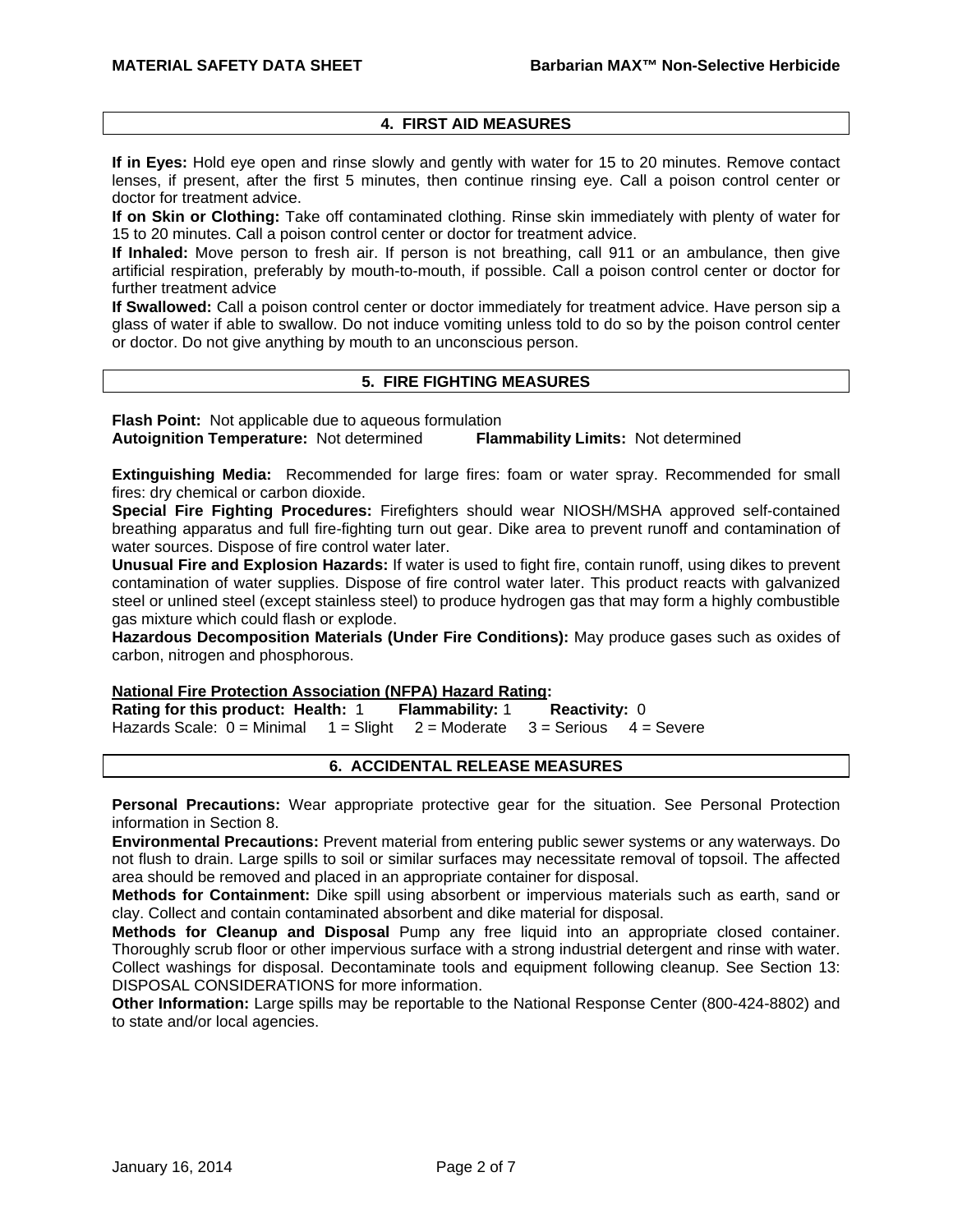## 4. FIRST AID MEASURES

**If in Eyes:** Hold eye open and rinse slowly and gently with water for 15 to 20 minutes. Remove contact lenses, if present, after the first 5 minutes, then continue rinsing eye. Call a poison control center or doctor for treatment advice.

**If on Skin or Clothing:** Take off contaminated clothing. Rinse skin immediately with plenty of water for 15 to 20 minutes. Call a poison control center or doctor for treatment advice.

**If Inhaled:** Move person to fresh air. If person is not breathing, call 911 or an ambulance, then give artificial respiration, preferably by mouth-to-mouth, if possible. Call a poison control center or doctor for further treatment advice

**If Swallowed:** Call a poison control center or doctor immediately for treatment advice. Have person sip a glass of water if able to swallow. Do not induce vomiting unless told to do so by the poison control center or doctor. Do not give anything by mouth to an unconscious person.

## 5. FIRE FIGHTING MEASURES

**Flash Point:** Not applicable due to aqueous formulation
**Autoignition Temperature:** Not determined **Flammability Limits:** Not determined

**Extinguishing Media:** Recommended for large fires: foam or water spray. Recommended for small fires: dry chemical or carbon dioxide.

**Special Fire Fighting Procedures:** Firefighters should wear NIOSH/MSHA approved self-contained breathing apparatus and full fire-fighting turn out gear. Dike area to prevent runoff and contamination of water sources. Dispose of fire control water later.

**Unusual Fire and Explosion Hazards:** If water is used to fight fire, contain runoff, using dikes to prevent contamination of water supplies. Dispose of fire control water later. This product reacts with galvanized steel or unlined steel (except stainless steel) to produce hydrogen gas that may form a highly combustible gas mixture which could flash or explode.

**Hazardous Decomposition Materials (Under Fire Conditions):** May produce gases such as oxides of carbon, nitrogen and phosphorous.

**National Fire Protection Association (NFPA) Hazard Rating:**
**Rating for this product: Health:** 1 **Flammability:** 1 **Reactivity:** 0
Hazards Scale: 0 = Minimal 1 = Slight 2 = Moderate 3 = Serious 4 = Severe

## 6. ACCIDENTAL RELEASE MEASURES

**Personal Precautions:** Wear appropriate protective gear for the situation. See Personal Protection information in Section 8.

**Environmental Precautions:** Prevent material from entering public sewer systems or any waterways. Do not flush to drain. Large spills to soil or similar surfaces may necessitate removal of topsoil. The affected area should be removed and placed in an appropriate container for disposal.

**Methods for Containment:** Dike spill using absorbent or impervious materials such as earth, sand or clay. Collect and contain contaminated absorbent and dike material for disposal.

**Methods for Cleanup and Disposal** Pump any free liquid into an appropriate closed container. Thoroughly scrub floor or other impervious surface with a strong industrial detergent and rinse with water. Collect washings for disposal. Decontaminate tools and equipment following cleanup. See Section 13: DISPOSAL CONSIDERATIONS for more information.

**Other Information:** Large spills may be reportable to the National Response Center (800-424-8802) and to state and/or local agencies.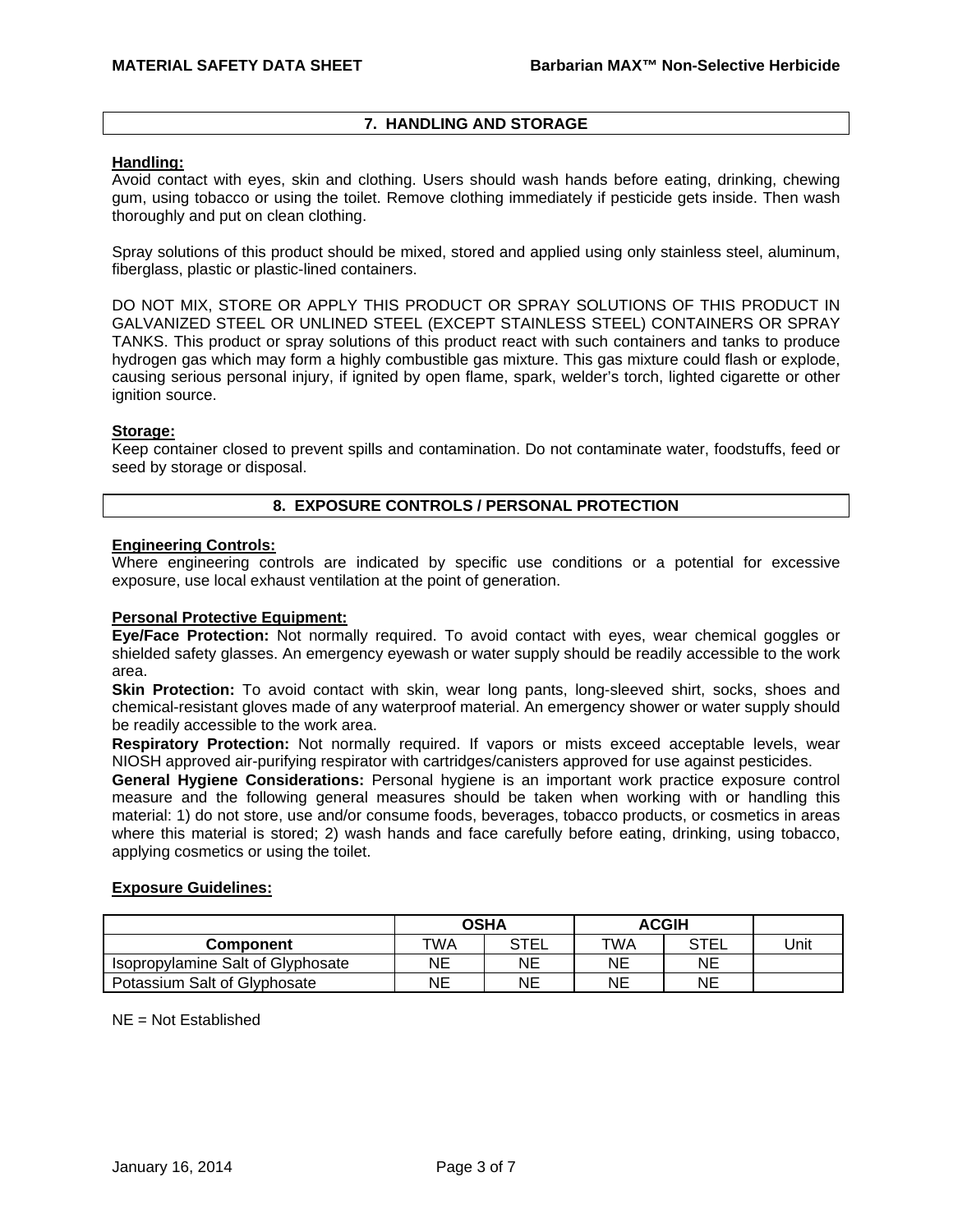## 7. HANDLING AND STORAGE

**Handling:**

Avoid contact with eyes, skin and clothing. Users should wash hands before eating, drinking, chewing gum, using tobacco or using the toilet. Remove clothing immediately if pesticide gets inside. Then wash thoroughly and put on clean clothing.

Spray solutions of this product should be mixed, stored and applied using only stainless steel, aluminum, fiberglass, plastic or plastic-lined containers.

DO NOT MIX, STORE OR APPLY THIS PRODUCT OR SPRAY SOLUTIONS OF THIS PRODUCT IN GALVANIZED STEEL OR UNLINED STEEL (EXCEPT STAINLESS STEEL) CONTAINERS OR SPRAY TANKS. This product or spray solutions of this product react with such containers and tanks to produce hydrogen gas which may form a highly combustible gas mixture. This gas mixture could flash or explode, causing serious personal injury, if ignited by open flame, spark, welder's torch, lighted cigarette or other ignition source.

**Storage:**

Keep container closed to prevent spills and contamination. Do not contaminate water, foodstuffs, feed or seed by storage or disposal.

## 8. EXPOSURE CONTROLS / PERSONAL PROTECTION

**Engineering Controls:**

Where engineering controls are indicated by specific use conditions or a potential for excessive exposure, use local exhaust ventilation at the point of generation.

**Personal Protective Equipment:**

**Eye/Face Protection:** Not normally required. To avoid contact with eyes, wear chemical goggles or shielded safety glasses. An emergency eyewash or water supply should be readily accessible to the work area.

**Skin Protection:** To avoid contact with skin, wear long pants, long-sleeved shirt, socks, shoes and chemical-resistant gloves made of any waterproof material. An emergency shower or water supply should be readily accessible to the work area.

**Respiratory Protection:** Not normally required. If vapors or mists exceed acceptable levels, wear NIOSH approved air-purifying respirator with cartridges/canisters approved for use against pesticides.

**General Hygiene Considerations:** Personal hygiene is an important work practice exposure control measure and the following general measures should be taken when working with or handling this material: 1) do not store, use and/or consume foods, beverages, tobacco products, or cosmetics in areas where this material is stored; 2) wash hands and face carefully before eating, drinking, using tobacco, applying cosmetics or using the toilet.

**Exposure Guidelines:**

| | OSHA | | ACGIH | | |
|---|---|---|---|---|---|
| **Component** | TWA | STEL | TWA | STEL | Unit |
| Isopropylamine Salt of Glyphosate | NE | NE | NE | NE | |
| Potassium Salt of Glyphosate | NE | NE | NE | NE | |

NE = Not Established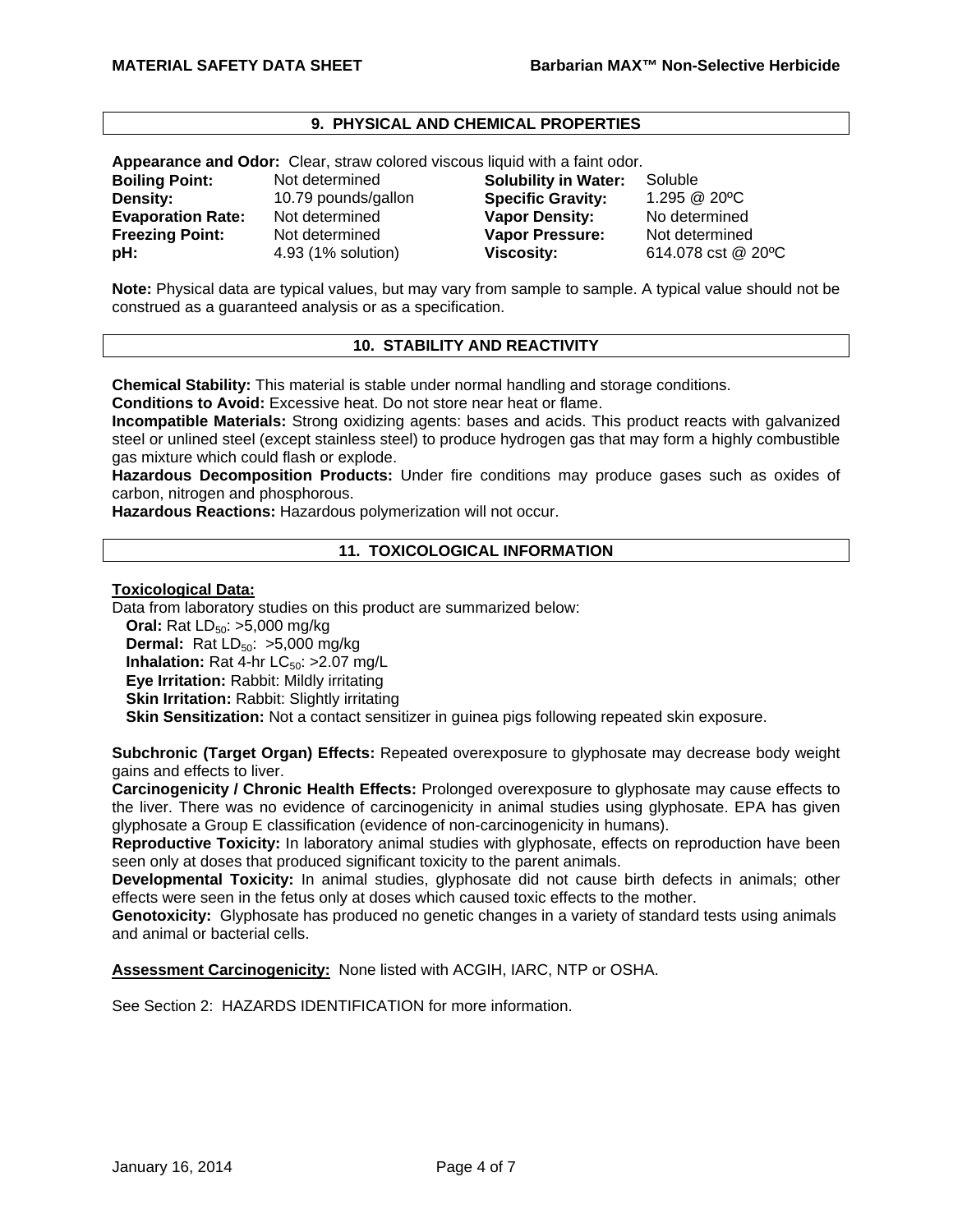## 9. PHYSICAL AND CHEMICAL PROPERTIES

**Appearance and Odor:** Clear, straw colored viscous liquid with a faint odor.

| | | | |
|---|---|---|---|
| **Boiling Point:** | Not determined | **Solubility in Water:** | Soluble |
| **Density:** | 10.79 pounds/gallon | **Specific Gravity:** | 1.295 @ 20ºC |
| **Evaporation Rate:** | Not determined | **Vapor Density:** | No determined |
| **Freezing Point:** | Not determined | **Vapor Pressure:** | Not determined |
| **pH:** | 4.93 (1% solution) | **Viscosity:** | 614.078 cst @ 20ºC |

**Note:** Physical data are typical values, but may vary from sample to sample. A typical value should not be construed as a guaranteed analysis or as a specification.

## 10. STABILITY AND REACTIVITY

**Chemical Stability:** This material is stable under normal handling and storage conditions.
**Conditions to Avoid:** Excessive heat. Do not store near heat or flame.
**Incompatible Materials:** Strong oxidizing agents: bases and acids. This product reacts with galvanized steel or unlined steel (except stainless steel) to produce hydrogen gas that may form a highly combustible gas mixture which could flash or explode.
**Hazardous Decomposition Products:** Under fire conditions may produce gases such as oxides of carbon, nitrogen and phosphorous.
**Hazardous Reactions:** Hazardous polymerization will not occur.

## 11. TOXICOLOGICAL INFORMATION

**Toxicological Data:**
Data from laboratory studies on this product are summarized below:
- **Oral:** Rat $LD_{50}$: >5,000 mg/kg
- **Dermal:** Rat $LD_{50}$: >5,000 mg/kg
- **Inhalation:** Rat 4-hr $LC_{50}$: >2.07 mg/L
- **Eye Irritation:** Rabbit: Mildly irritating
- **Skin Irritation:** Rabbit: Slightly irritating
- **Skin Sensitization:** Not a contact sensitizer in guinea pigs following repeated skin exposure.

**Subchronic (Target Organ) Effects:** Repeated overexposure to glyphosate may decrease body weight gains and effects to liver.
**Carcinogenicity / Chronic Health Effects:** Prolonged overexposure to glyphosate may cause effects to the liver. There was no evidence of carcinogenicity in animal studies using glyphosate. EPA has given glyphosate a Group E classification (evidence of non-carcinogenicity in humans).
**Reproductive Toxicity:** In laboratory animal studies with glyphosate, effects on reproduction have been seen only at doses that produced significant toxicity to the parent animals.
**Developmental Toxicity:** In animal studies, glyphosate did not cause birth defects in animals; other effects were seen in the fetus only at doses which caused toxic effects to the mother.
**Genotoxicity:** Glyphosate has produced no genetic changes in a variety of standard tests using animals and animal or bacterial cells.

**Assessment Carcinogenicity:** None listed with ACGIH, IARC, NTP or OSHA.

See Section 2: HAZARDS IDENTIFICATION for more information.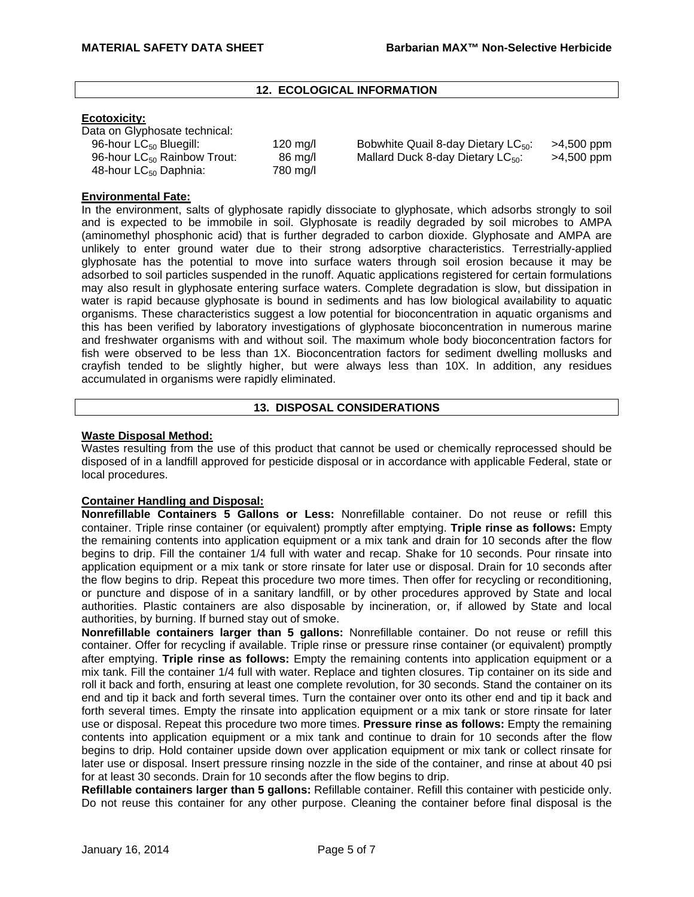## 12. ECOLOGICAL INFORMATION

**Ecotoxicity:**

Data on Glyphosate technical:

| | | | |
|---|---|---|---|
| 96-hour $LC_{50}$ Bluegill: | 120 mg/l | Bobwhite Quail 8-day Dietary $LC_{50}$: | >4,500 ppm |
| 96-hour $LC_{50}$ Rainbow Trout: | 86 mg/l | Mallard Duck 8-day Dietary $LC_{50}$: | >4,500 ppm |
| 48-hour $LC_{50}$ Daphnia: | 780 mg/l | | |

**Environmental Fate:**

In the environment, salts of glyphosate rapidly dissociate to glyphosate, which adsorbs strongly to soil and is expected to be immobile in soil. Glyphosate is readily degraded by soil microbes to AMPA (aminomethyl phosphonic acid) that is further degraded to carbon dioxide. Glyphosate and AMPA are unlikely to enter ground water due to their strong adsorptive characteristics. Terrestrially-applied glyphosate has the potential to move into surface waters through soil erosion because it may be adsorbed to soil particles suspended in the runoff. Aquatic applications registered for certain formulations may also result in glyphosate entering surface waters. Complete degradation is slow, but dissipation in water is rapid because glyphosate is bound in sediments and has low biological availability to aquatic organisms. These characteristics suggest a low potential for bioconcentration in aquatic organisms and this has been verified by laboratory investigations of glyphosate bioconcentration in numerous marine and freshwater organisms with and without soil. The maximum whole body bioconcentration factors for fish were observed to be less than 1X. Bioconcentration factors for sediment dwelling mollusks and crayfish tended to be slightly higher, but were always less than 10X. In addition, any residues accumulated in organisms were rapidly eliminated.

## 13. DISPOSAL CONSIDERATIONS

**Waste Disposal Method:**

Wastes resulting from the use of this product that cannot be used or chemically reprocessed should be disposed of in a landfill approved for pesticide disposal or in accordance with applicable Federal, state or local procedures.

**Container Handling and Disposal:**

**Nonrefillable Containers 5 Gallons or Less:** Nonrefillable container. Do not reuse or refill this container. Triple rinse container (or equivalent) promptly after emptying. **Triple rinse as follows:** Empty the remaining contents into application equipment or a mix tank and drain for 10 seconds after the flow begins to drip. Fill the container 1/4 full with water and recap. Shake for 10 seconds. Pour rinsate into application equipment or a mix tank or store rinsate for later use or disposal. Drain for 10 seconds after the flow begins to drip. Repeat this procedure two more times. Then offer for recycling or reconditioning, or puncture and dispose of in a sanitary landfill, or by other procedures approved by State and local authorities. Plastic containers are also disposable by incineration, or, if allowed by State and local authorities, by burning. If burned stay out of smoke.

**Nonrefillable containers larger than 5 gallons:** Nonrefillable container. Do not reuse or refill this container. Offer for recycling if available. Triple rinse or pressure rinse container (or equivalent) promptly after emptying. **Triple rinse as follows:** Empty the remaining contents into application equipment or a mix tank. Fill the container 1/4 full with water. Replace and tighten closures. Tip container on its side and roll it back and forth, ensuring at least one complete revolution, for 30 seconds. Stand the container on its end and tip it back and forth several times. Turn the container over onto its other end and tip it back and forth several times. Empty the rinsate into application equipment or a mix tank or store rinsate for later use or disposal. Repeat this procedure two more times. **Pressure rinse as follows:** Empty the remaining contents into application equipment or a mix tank and continue to drain for 10 seconds after the flow begins to drip. Hold container upside down over application equipment or mix tank or collect rinsate for later use or disposal. Insert pressure rinsing nozzle in the side of the container, and rinse at about 40 psi for at least 30 seconds. Drain for 10 seconds after the flow begins to drip.

**Refillable containers larger than 5 gallons:** Refillable container. Refill this container with pesticide only. Do not reuse this container for any other purpose. Cleaning the container before final disposal is the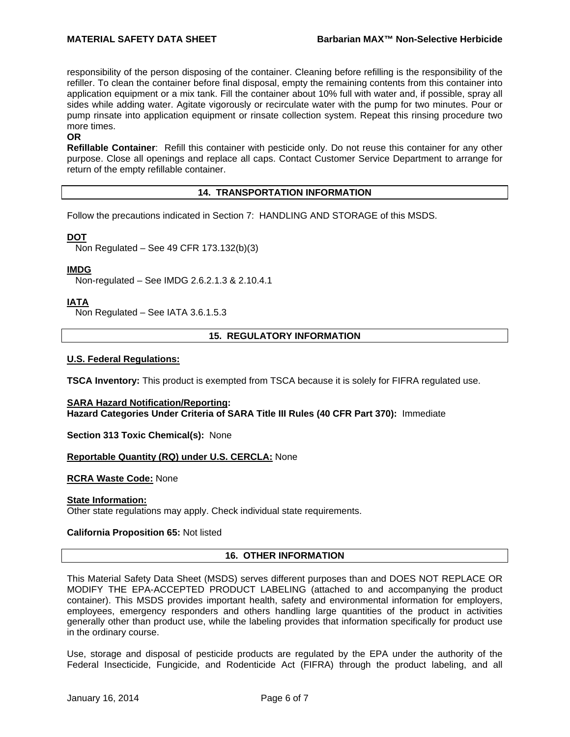responsibility of the person disposing of the container. Cleaning before refilling is the responsibility of the refiller. To clean the container before final disposal, empty the remaining contents from this container into application equipment or a mix tank. Fill the container about 10% full with water and, if possible, spray all sides while adding water. Agitate vigorously or recirculate water with the pump for two minutes. Pour or pump rinsate into application equipment or rinsate collection system. Repeat this rinsing procedure two more times.

**OR**

**Refillable Container**: Refill this container with pesticide only. Do not reuse this container for any other purpose. Close all openings and replace all caps. Contact Customer Service Department to arrange for return of the empty refillable container.

## 14. TRANSPORTATION INFORMATION

Follow the precautions indicated in Section 7: HANDLING AND STORAGE of this MSDS.

**DOT**

Non Regulated – See 49 CFR 173.132(b)(3)

**IMDG**

Non-regulated – See IMDG 2.6.2.1.3 & 2.10.4.1

**IATA**

Non Regulated – See IATA 3.6.1.5.3

## 15. REGULATORY INFORMATION

**U.S. Federal Regulations:**

**TSCA Inventory:** This product is exempted from TSCA because it is solely for FIFRA regulated use.

**SARA Hazard Notification/Reporting:**
**Hazard Categories Under Criteria of SARA Title III Rules (40 CFR Part 370):** Immediate

**Section 313 Toxic Chemical(s):** None

**Reportable Quantity (RQ) under U.S. CERCLA:** None

**RCRA Waste Code:** None

**State Information:**
Other state regulations may apply. Check individual state requirements.

**California Proposition 65:** Not listed

## 16. OTHER INFORMATION

This Material Safety Data Sheet (MSDS) serves different purposes than and DOES NOT REPLACE OR MODIFY THE EPA-ACCEPTED PRODUCT LABELING (attached to and accompanying the product container). This MSDS provides important health, safety and environmental information for employers, employees, emergency responders and others handling large quantities of the product in activities generally other than product use, while the labeling provides that information specifically for product use in the ordinary course.

Use, storage and disposal of pesticide products are regulated by the EPA under the authority of the Federal Insecticide, Fungicide, and Rodenticide Act (FIFRA) through the product labeling, and all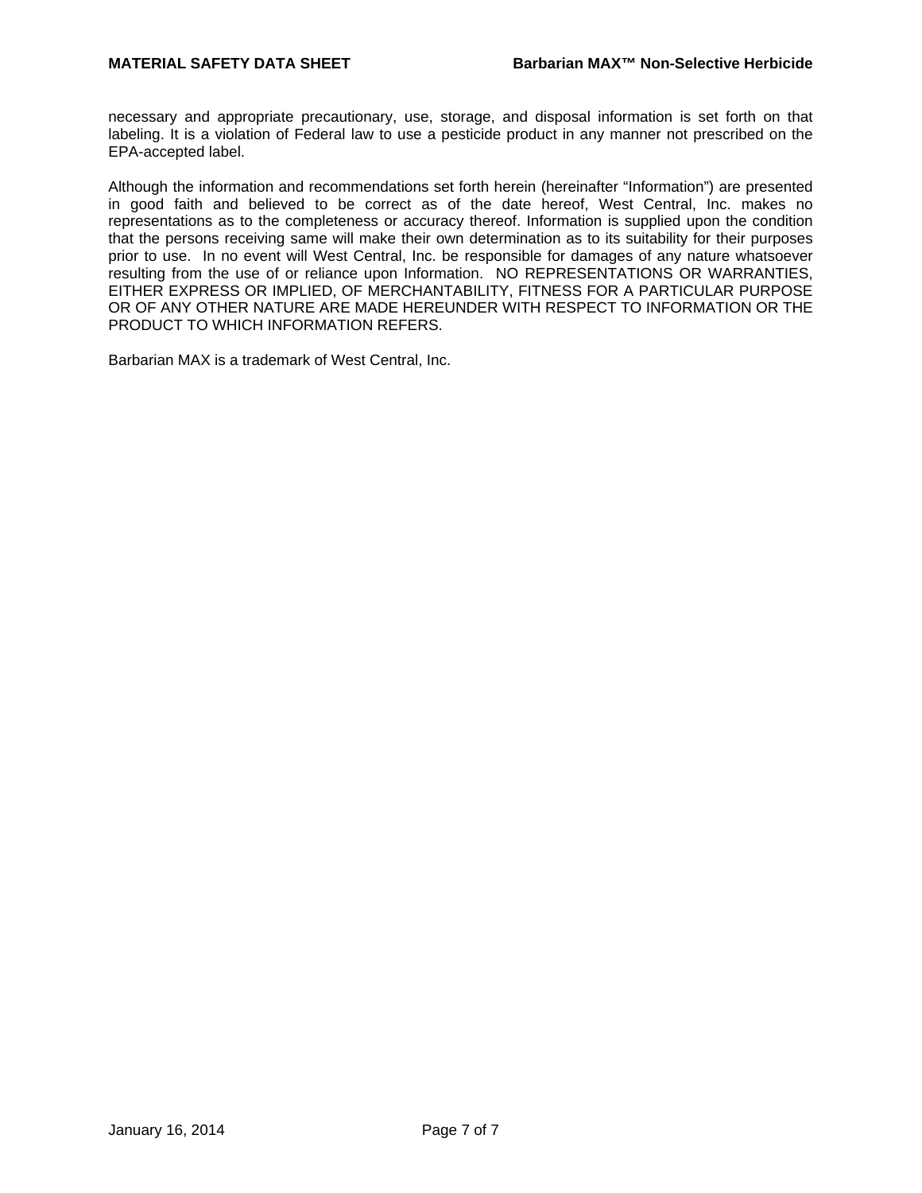necessary and appropriate precautionary, use, storage, and disposal information is set forth on that labeling. It is a violation of Federal law to use a pesticide product in any manner not prescribed on the EPA-accepted label.

Although the information and recommendations set forth herein (hereinafter "Information") are presented in good faith and believed to be correct as of the date hereof, West Central, Inc. makes no representations as to the completeness or accuracy thereof. Information is supplied upon the condition that the persons receiving same will make their own determination as to its suitability for their purposes prior to use. In no event will West Central, Inc. be responsible for damages of any nature whatsoever resulting from the use of or reliance upon Information. NO REPRESENTATIONS OR WARRANTIES, EITHER EXPRESS OR IMPLIED, OF MERCHANTABILITY, FITNESS FOR A PARTICULAR PURPOSE OR OF ANY OTHER NATURE ARE MADE HEREUNDER WITH RESPECT TO INFORMATION OR THE PRODUCT TO WHICH INFORMATION REFERS.

Barbarian MAX is a trademark of West Central, Inc.